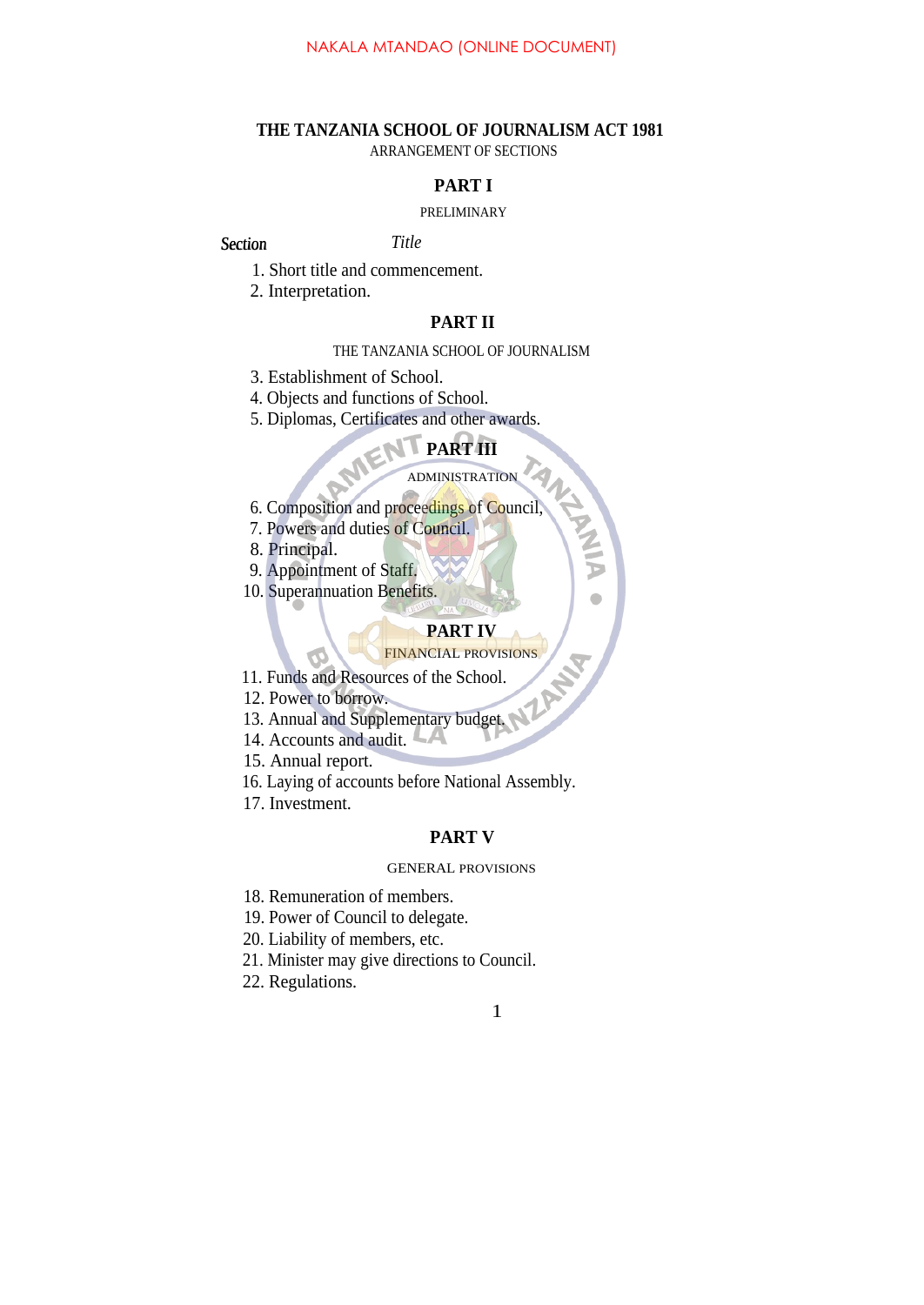NAKALA MTANDAO (ONLINE DOCUMENT)

# THE TANZANIA SCHOOL OF JOURNALISM ACT 1981

ARRANGEMENT OF SECTIONS

## PART I

PRELIMINARY

*Section* *Title*

1. Short title and commencement.
2. Interpretation.

## PART II

THE TANZANIA SCHOOL OF JOURNALISM

3. Establishment of School.
4. Objects and functions of School.
5. Diplomas, Certificates and other awards.

## PART III

ADMINISTRATION

6. Composition and proceedings of Council,
7. Powers and duties of Council.
8. Principal.
9. Appointment of Staff.
10. Superannuation Benefits.

## PART IV

FINANCIAL PROVISIONS

11. Funds and Resources of the School.
12. Power to borrow.
13. Annual and Supplementary budget.
14. Accounts and audit.
15. Annual report.
16. Laying of accounts before National Assembly.
17. Investment.

## PART V

GENERAL PROVISIONS

18. Remuneration of members.
19. Power of Council to delegate.
20. Liability of members, etc.
21. Minister may give directions to Council.
22. Regulations.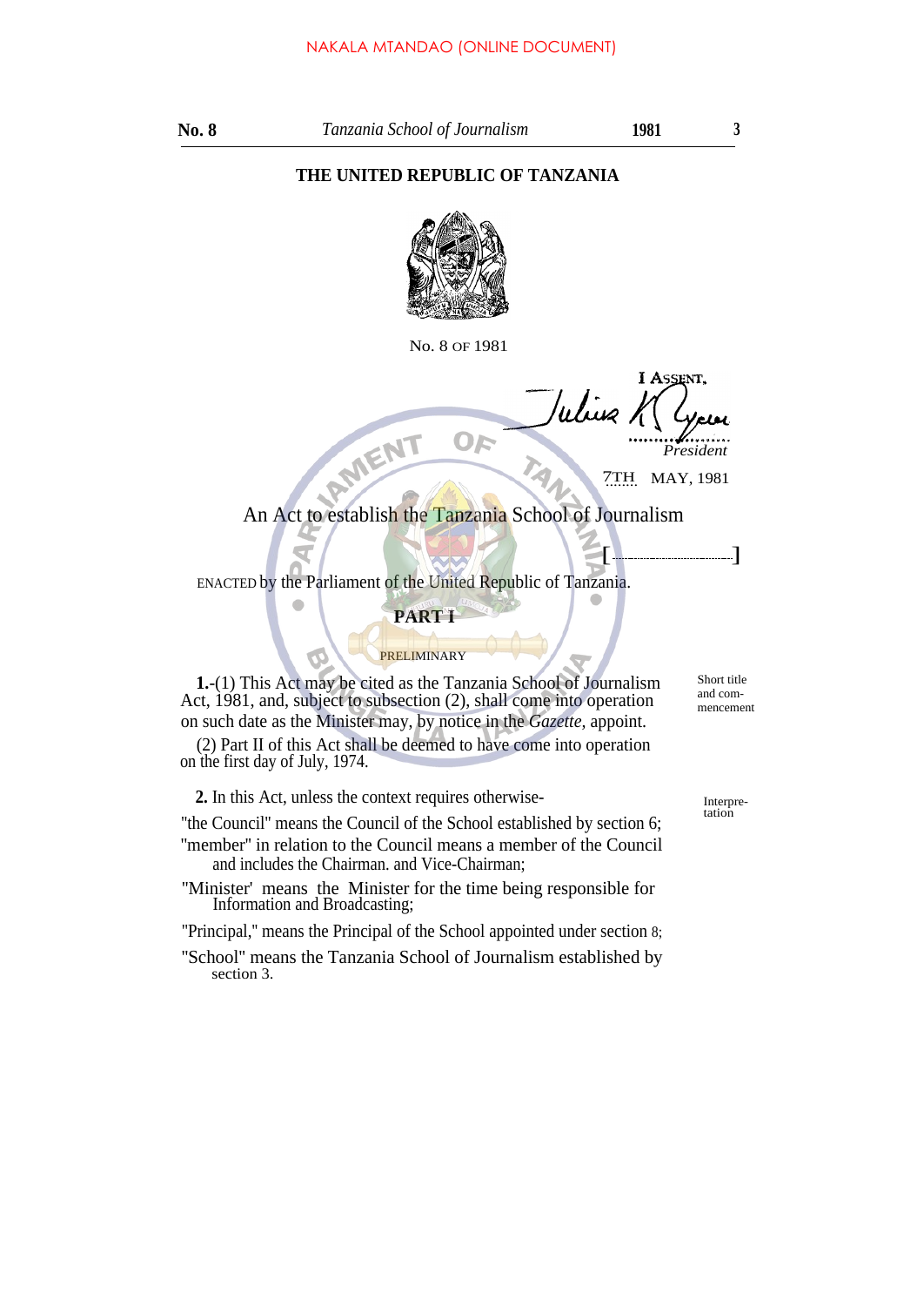NAKALA MTANDAO (ONLINE DOCUMENT)

# THE UNITED REPUBLIC OF TANZANIA

No. 8 OF 1981

I ASSENT,

Julius K. Nyerere
*President*

7TH MAY, 1981

## An Act to establish the Tanzania School of Journalism

[ ]

ENACTED by the Parliament of the United Republic of Tanzania.

### PART I

PRELIMINARY

Short title and commencement

**1.**-(1) This Act may be cited as the Tanzania School of Journalism Act, 1981, and, subject to subsection (2), shall come into operation on such date as the Minister may, by notice in the *Gazette*, appoint.

(2) Part II of this Act shall be deemed to have come into operation on the first day of July, 1974.

Interpretation

**2.** In this Act, unless the context requires otherwise-

"the Council" means the Council of the School established by section 6;

"member" in relation to the Council means a member of the Council and includes the Chairman. and Vice-Chairman;

"Minister' means the Minister for the time being responsible for Information and Broadcasting;

"Principal," means the Principal of the School appointed under section 8;

"School" means the Tanzania School of Journalism established by section 3.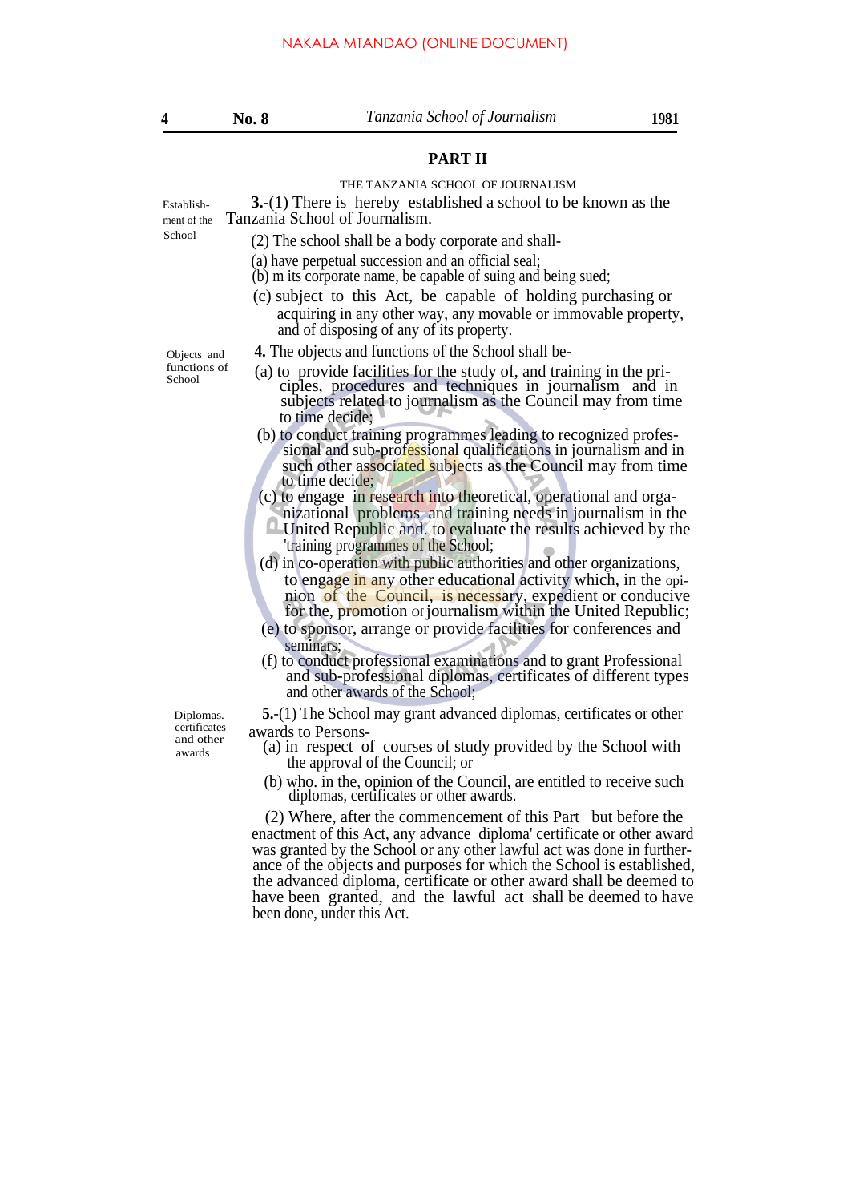## PART II

THE TANZANIA SCHOOL OF JOURNALISM

*Establishment of the School*

**3.**-(1) There is hereby established a school to be known as the Tanzania School of Journalism.

(2) The school shall be a body corporate and shall-

(a) have perpetual succession and an official seal;

(b) m its corporate name, be capable of suing and being sued;

(c) subject to this Act, be capable of holding purchasing or acquiring in any other way, any movable or immovable property, and of disposing of any of its property.

*Objects and functions of School*

**4.** The objects and functions of the School shall be-

(a) to provide facilities for the study of, and training in the principles, procedures and techniques in journalism and in subjects related to journalism as the Council may from time to time decide;

(b) to conduct training programmes leading to recognized professional and sub-professional qualifications in journalism and in such other associated subjects as the Council may from time to time decide;

(c) to engage in research into theoretical, operational and organizational problems and training needs in journalism in the United Republic and. to evaluate the results achieved by the 'training programmes of the School;

(d) in co-operation with public authorities and other organizations, to engage in any other educational activity which, in the opinion of the Council, is necessary, expedient or conducive for the, promotion of journalism within the United Republic;

(e) to sponsor, arrange or provide facilities for conferences and seminars;

(f) to conduct professional examinations and to grant Professional and sub-professional diplomas, certificates of different types and other awards of the School;

*Diplomas. certificates and other awards*

**5.**-(1) The School may grant advanced diplomas, certificates or other awards to Persons-

(a) in respect of courses of study provided by the School with the approval of the Council; or

(b) who. in the, opinion of the Council, are entitled to receive such diplomas, certificates or other awards.

(2) Where, after the commencement of this Part but before the enactment of this Act, any advance diploma' certificate or other award was granted by the School or any other lawful act was done in furtherance of the objects and purposes for which the School is established, the advanced diploma, certificate or other award shall be deemed to have been granted, and the lawful act shall be deemed to have been done, under this Act.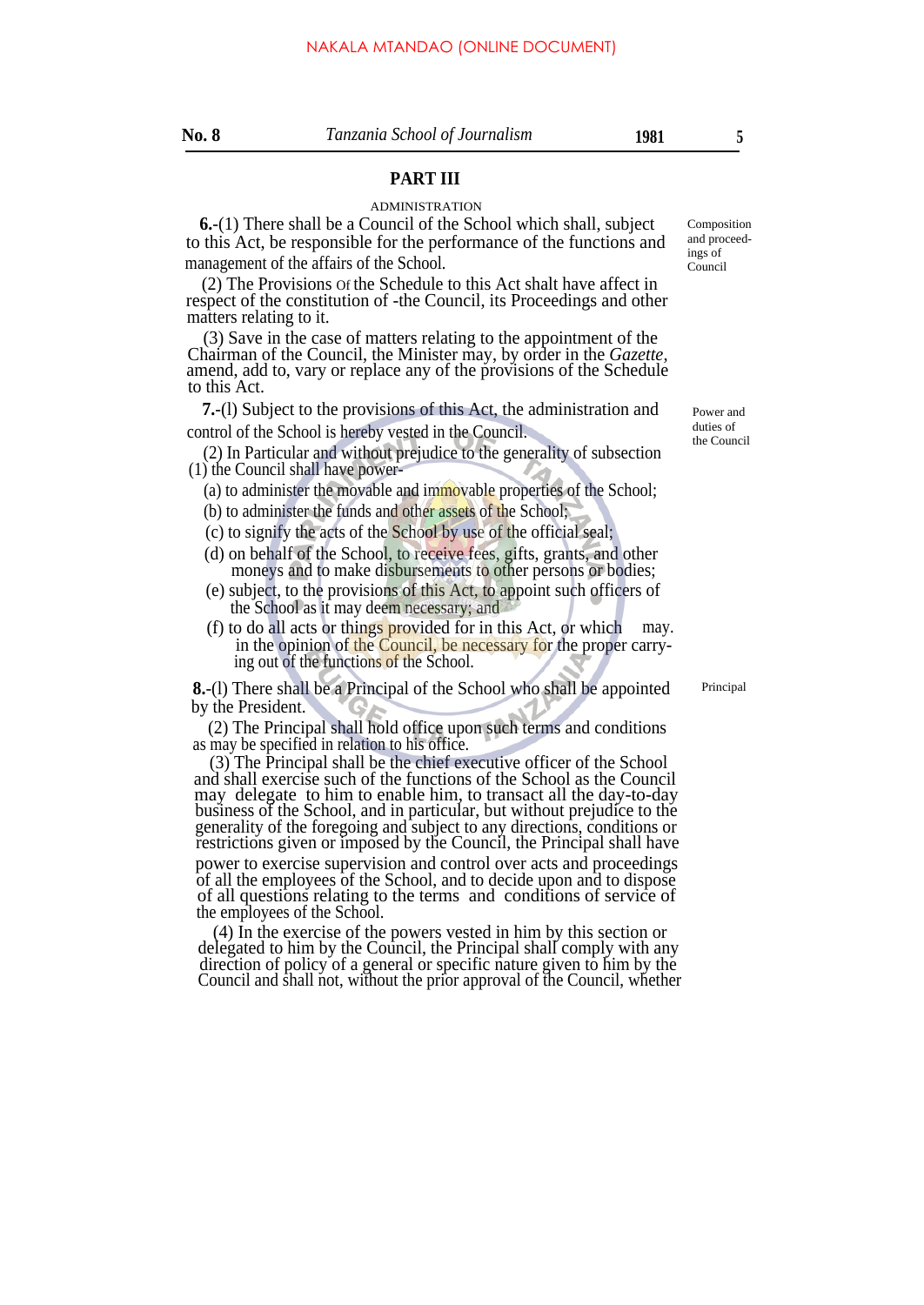## PART III

ADMINISTRATION

*Composition and proceedings of Council*

**6.**-(1) There shall be a Council of the School which shall, subject to this Act, be responsible for the performance of the functions and management of the affairs of the School.

(2) The Provisions of the Schedule to this Act shalt have affect in respect of the constitution of -the Council, its Proceedings and other matters relating to it.

(3) Save in the case of matters relating to the appointment of the Chairman of the Council, the Minister may, by order in the *Gazette*, amend, add to, vary or replace any of the provisions of the Schedule to this Act.

*Power and duties of the Council*

**7.**-(l) Subject to the provisions of this Act, the administration and control of the School is hereby vested in the Council.

(2) In Particular and without prejudice to the generality of subsection (1) the Council shall have power-

(a) to administer the movable and immovable properties of the School;

(b) to administer the funds and other assets of the School;

(c) to signify the acts of the School by use of the official seal;

(d) on behalf of the School, to receive fees, gifts, grants, and other moneys and to make disbursements to other persons or bodies;

(e) subject, to the provisions of this Act, to appoint such officers of the School as it may deem necessary; and

(f) to do all acts or things provided for in this Act, or which may. in the opinion of the Council, be necessary for the proper carrying out of the functions of the School.

*Principal*

**8.**-(l) There shall be a Principal of the School who shall be appointed by the President.

(2) The Principal shall hold office upon such terms and conditions as may be specified in relation to his office.

(3) The Principal shall be the chief executive officer of the School and shall exercise such of the functions of the School as the Council may delegate to him to enable him, to transact all the day-to-day business of the School, and in particular, but without prejudice to the generality of the foregoing and subject to any directions, conditions or restrictions given or imposed by the Council, the Principal shall have power to exercise supervision and control over acts and proceedings of all the employees of the School, and to decide upon and to dispose of all questions relating to the terms and conditions of service of the employees of the School.

(4) In the exercise of the powers vested in him by this section or delegated to him by the Council, the Principal shall comply with any direction of policy of a general or specific nature given to him by the Council and shall not, without the prior approval of the Council, whether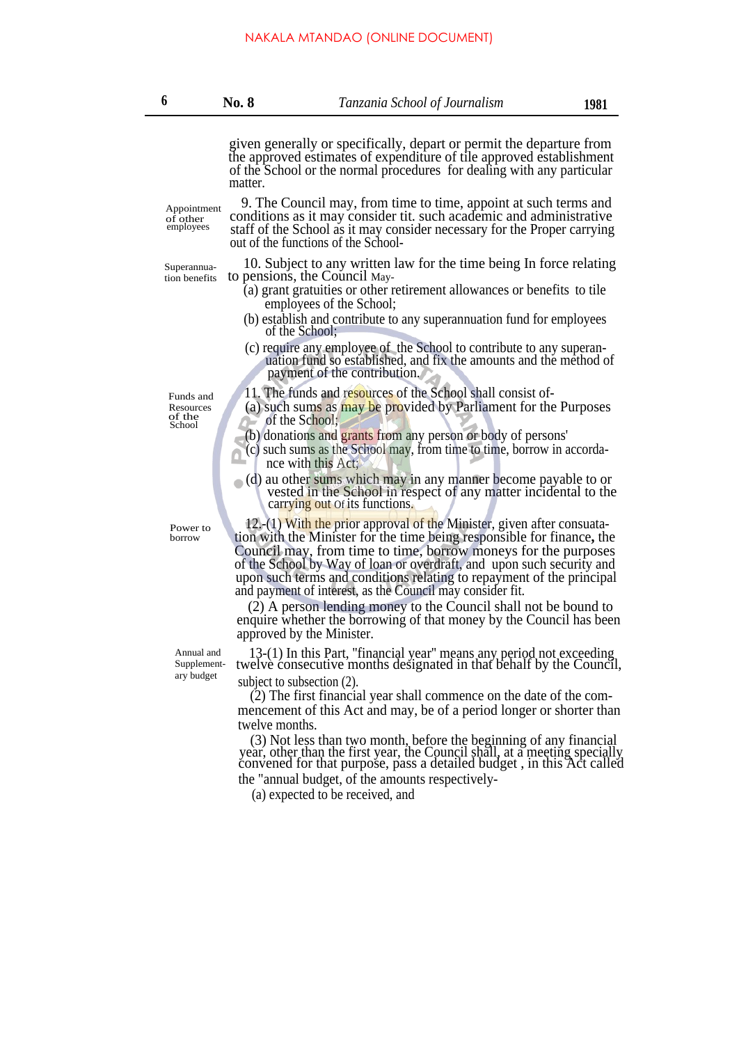given generally or specifically, depart or permit the departure from the approved estimates of expenditure of tile approved establishment of the School or the normal procedures for dealing with any particular matter.

Appointment of other employees

9. The Council may, from time to time, appoint at such terms and conditions as it may consider tit. such academic and administrative staff of the School as it may consider necessary for the Proper carrying out of the functions of the School-

Superannuation benefits

10. Subject to any written law for the time being In force relating to pensions, the Council May-

(a) grant gratuities or other retirement allowances or benefits to tile employees of the School;

(b) establish and contribute to any superannuation fund for employees of the School;

(c) require any employee of the School to contribute to any superannuation fund so established, and fix the amounts and the method of payment of the contribution.

Funds and Resources of the School

11. The funds and resources of the School shall consist of-

(a) such sums as may be provided by Parliament for the Purposes of the School;

(b) donations and grants from any person or body of persons'

(c) such sums as the School may, from time to time, borrow in accordance with this Act;

(d) au other sums which may in any manner become payable to or vested in the School in respect of any matter incidental to the carrying out of its functions.

Power to borrow

12.-(1) With the prior approval of the Minister, given after consuatation with the Minister for the time being responsible for finance, the Council may, from time to time, borrow moneys for the purposes of the School by Way of loan or overdraft, and upon such security and upon such terms and conditions relating to repayment of the principal and payment of interest, as the Council may consider fit.

(2) A person lending money to the Council shall not be bound to enquire whether the borrowing of that money by the Council has been approved by the Minister.

Annual and Supplementary budget

13-(1) In this Part, "financial year" means any period not exceeding twelve consecutive months designated in that behalf by the Council, subject to subsection (2).

(2) The first financial year shall commence on the date of the commencement of this Act and may, be of a period longer or shorter than twelve months.

(3) Not less than two month, before the beginning of any financial year, other than the first year, the Council shall, at a meeting specially convened for that purpose, pass a detailed budget , in this Act called the "annual budget, of the amounts respectively-

(a) expected to be received, and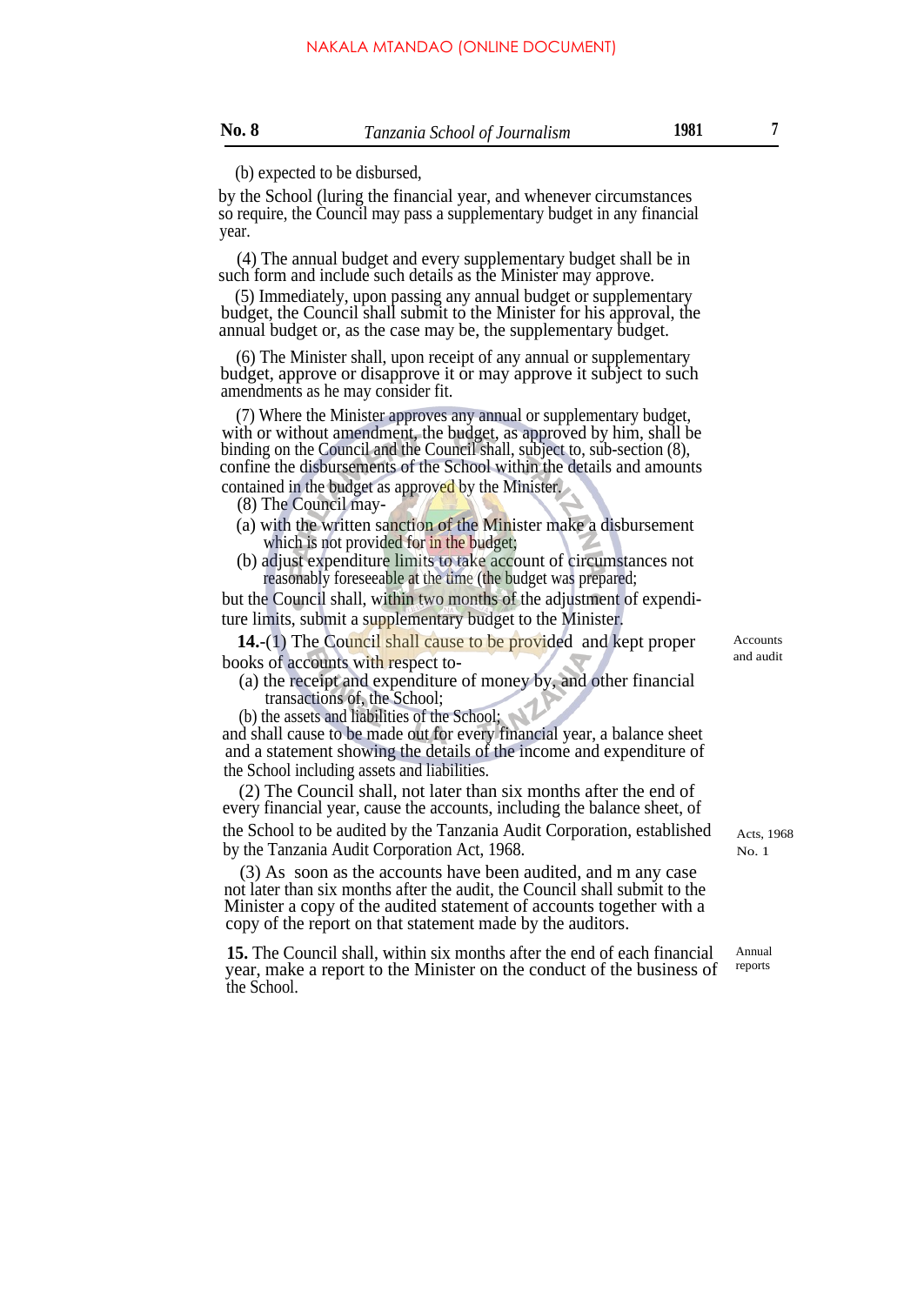(b) expected to be disbursed,

by the School (luring the financial year, and whenever circumstances so require, the Council may pass a supplementary budget in any financial year.

(4) The annual budget and every supplementary budget shall be in such form and include such details as the Minister may approve.

(5) Immediately, upon passing any annual budget or supplementary budget, the Council shall submit to the Minister for his approval, the annual budget or, as the case may be, the supplementary budget.

(6) The Minister shall, upon receipt of any annual or supplementary budget, approve or disapprove it or may approve it subject to such amendments as he may consider fit.

(7) Where the Minister approves any annual or supplementary budget, with or without amendment, the budget, as approved by him, shall be binding on the Council and the Council shall, subject to, sub-section (8), confine the disbursements of the School within the details and amounts contained in the budget as approved by the Minister.

(8) The Council may-

(a) with the written sanction of the Minister make a disbursement which is not provided for in the budget;

(b) adjust expenditure limits to take account of circumstances not reasonably foreseeable at the time (the budget was prepared;

but the Council shall, within two months of the adjustment of expenditure limits, submit a supplementary budget to the Minister.

Accounts and audit

**14.**-(1) The Council shall cause to be provided and kept proper books of accounts with respect to-

(a) the receipt and expenditure of money by, and other financial transactions of, the School;

(b) the assets and liabilities of the School;

and shall cause to be made out for every financial year, a balance sheet and a statement showing the details of the income and expenditure of the School including assets and liabilities.

(2) The Council shall, not later than six months after the end of every financial year, cause the accounts, including the balance sheet, of the School to be audited by the Tanzania Audit Corporation, established by the Tanzania Audit Corporation Act, 1968.

Acts, 1968 No. 1

(3) As soon as the accounts have been audited, and m any case not later than six months after the audit, the Council shall submit to the Minister a copy of the audited statement of accounts together with a copy of the report on that statement made by the auditors.

Annual reports

**15.** The Council shall, within six months after the end of each financial year, make a report to the Minister on the conduct of the business of the School.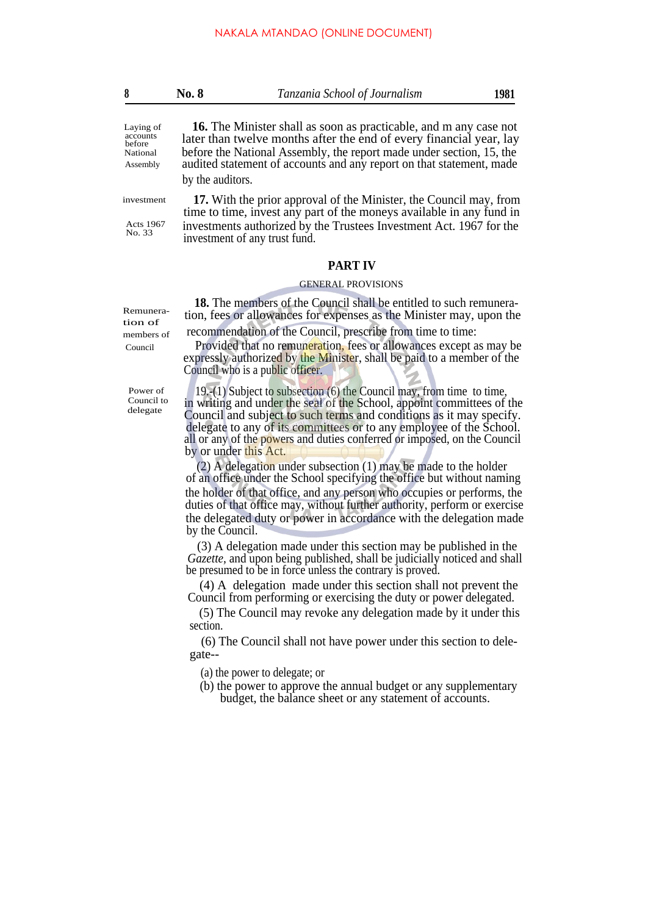Laying of accounts before National Assembly

**16.** The Minister shall as soon as practicable, and m any case not later than twelve months after the end of every financial year, lay before the National Assembly, the report made under section, 15, the audited statement of accounts and any report on that statement, made by the auditors.

investment

Acts 1967 No. 33

**17.** With the prior approval of the Minister, the Council may, from time to time, invest any part of the moneys available in any fund in investments authorized by the Trustees Investment Act. 1967 for the investment of any trust fund.

## PART IV

GENERAL PROVISIONS

Remuneration of members of Council

**18.** The members of the Council shall be entitled to such remuneration, fees or allowances for expenses as the Minister may, upon the recommendation of the Council, prescribe from time to time:

Provided that no remuneration, fees or allowances except as may be expressly authorized by the Minister, shall be paid to a member of the Council who is a public officer.

Power of Council to delegate

19.-(1) Subject to subsection (6) the Council may, from time to time, in writing and under the seal of the School, appoint committees of the Council and subject to such terms and conditions as it may specify. delegate to any of its committees or to any employee of the School. all or any of the powers and duties conferred or imposed, on the Council by or under this Act.

(2) A delegation under subsection (1) may be made to the holder of an office under the School specifying the office but without naming the holder of that office, and any person who occupies or performs, the duties of that office may, without further authority, perform or exercise the delegated duty or power in accordance with the delegation made by the Council.

(3) A delegation made under this section may be published in the *Gazette*, and upon being published, shall be judicially noticed and shall be presumed to be in force unless the contrary is proved.

(4) A delegation made under this section shall not prevent the Council from performing or exercising the duty or power delegated.

(5) The Council may revoke any delegation made by it under this section.

(6) The Council shall not have power under this section to delegate--

(a) the power to delegate; or

(b) the power to approve the annual budget or any supplementary budget, the balance sheet or any statement of accounts.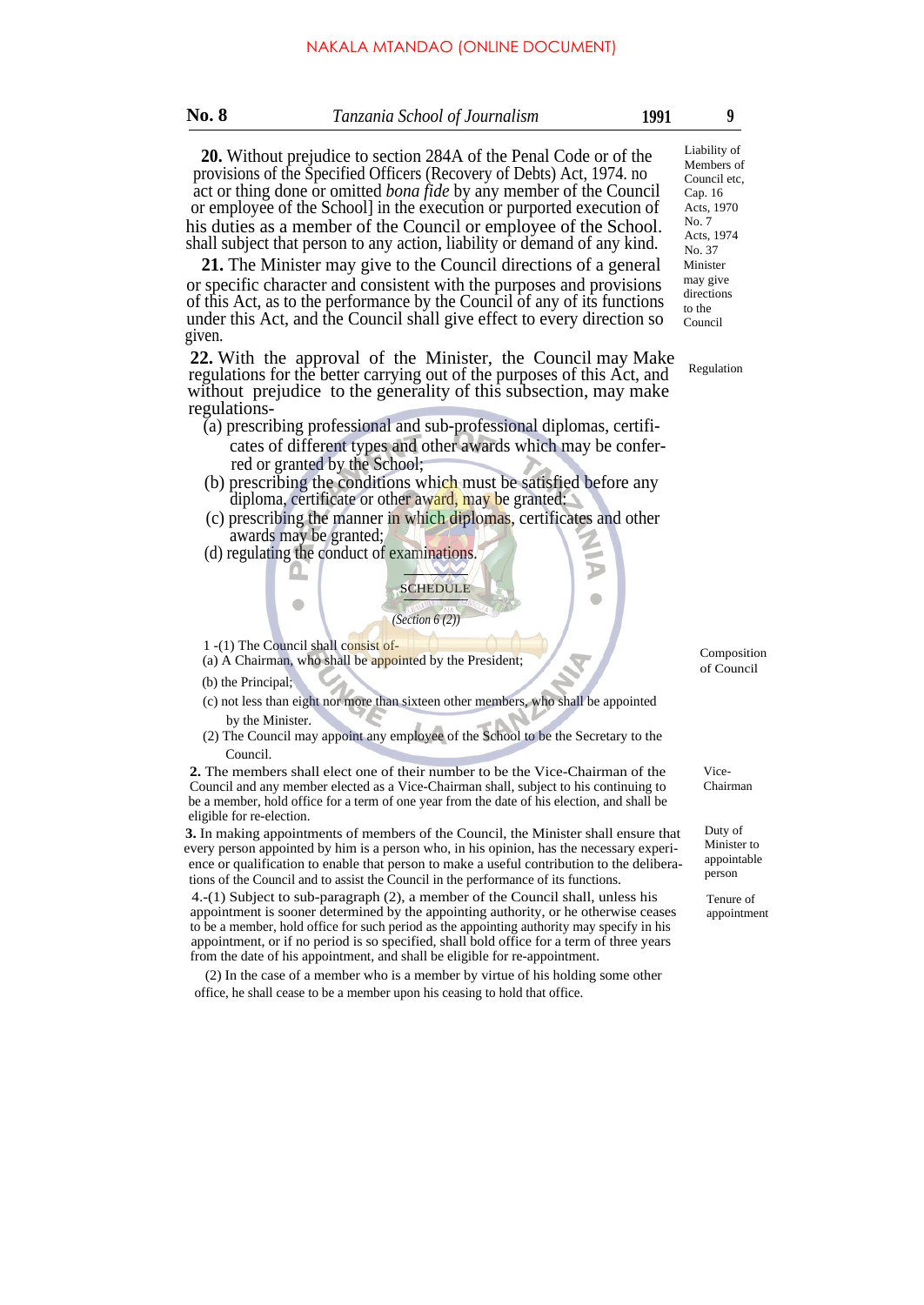**20.** Without prejudice to section 284A of the Penal Code or of the provisions of the Specified Officers (Recovery of Debts) Act, 1974. no act or thing done or omitted *bona fide* by any member of the Council or employee of the School] in the execution or purported execution of his duties as a member of the Council or employee of the School. shall subject that person to any action, liability or demand of any kind.

Liability of Members of Council etc, Cap. 16 Acts, 1970 No. 7 Acts, 1974 No. 37

**21.** The Minister may give to the Council directions of a general or specific character and consistent with the purposes and provisions of this Act, as to the performance by the Council of any of its functions under this Act, and the Council shall give effect to every direction so given.

Minister may give directions to the Council

**22.** With the approval of the Minister, the Council may Make regulations for the better carrying out of the purposes of this Act, and without prejudice to the generality of this subsection, may make regulations-

Regulation

(a) prescribing professional and sub-professional diplomas, certificates of different types and other awards which may be conferred or granted by the School;

(b) prescribing the conditions which must be satisfied before any diploma, certificate or other award, may be granted;

(c) prescribing the manner in which diplomas, certificates and other awards may be granted;

(d) regulating the conduct of examinations.

## SCHEDULE

*(Section 6 (2))*

1 -(1) The Council shall consist of-

Composition of Council

(a) A Chairman, who shall be appointed by the President;

(b) the Principal;

(c) not less than eight nor more than sixteen other members, who shall be appointed by the Minister.

(2) The Council may appoint any employee of the School to be the Secretary to the Council.

**2.** The members shall elect one of their number to be the Vice-Chairman of the Council and any member elected as a Vice-Chairman shall, subject to his continuing to be a member, hold office for a term of one year from the date of his election, and shall be eligible for re-election.

Vice-Chairman

**3.** In making appointments of members of the Council, the Minister shall ensure that every person appointed by him is a person who, in his opinion, has the necessary experience or qualification to enable that person to make a useful contribution to the deliberations of the Council and to assist the Council in the performance of its functions.

Duty of Minister to appointable person

4.-(1) Subject to sub-paragraph (2), a member of the Council shall, unless his appointment is sooner determined by the appointing authority, or he otherwise ceases to be a member, hold office for such period as the appointing authority may specify in his appointment, or if no period is so specified, shall bold office for a term of three years from the date of his appointment, and shall be eligible for re-appointment.

Tenure of appointment

(2) In the case of a member who is a member by virtue of his holding some other office, he shall cease to be a member upon his ceasing to hold that office.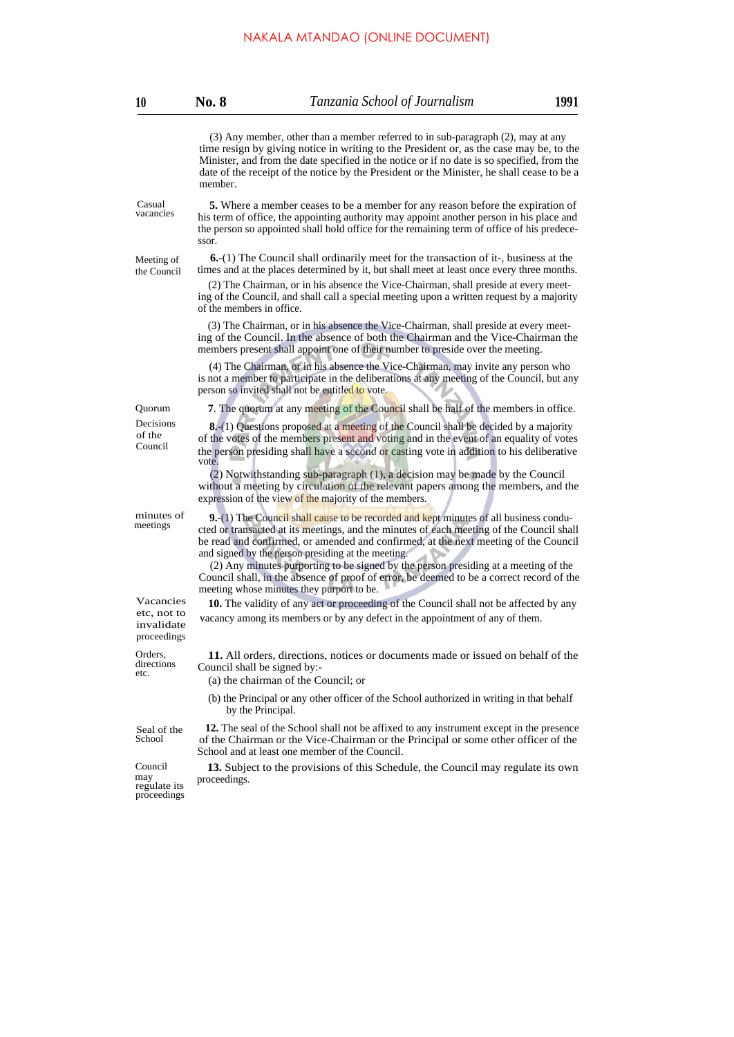(3) Any member, other than a member referred to in sub-paragraph (2), may at any time resign by giving notice in writing to the President or, as the case may be, to the Minister, and from the date specified in the notice or if no date is so specified, from the date of the receipt of the notice by the President or the Minister, he shall cease to be a member.

Casual vacancies

**5.** Where a member ceases to be a member for any reason before the expiration of his term of office, the appointing authority may appoint another person in his place and the person so appointed shall hold office for the remaining term of office of his predecessor.

Meeting of the Council

**6.**-(1) The Council shall ordinarily meet for the transaction of it-, business at the times and at the places determined by it, but shall meet at least once every three months.

(2) The Chairman, or in his absence the Vice-Chairman, shall preside at every meeting of the Council, and shall call a special meeting upon a written request by a majority of the members in office.

(3) The Chairman, or in his absence the Vice-Chairman, shall preside at every meeting of the Council. In the absence of both the Chairman and the Vice-Chairman the members present shall appoint one of their number to preside over the meeting.

(4) The Chairman, or in his absence the Vice-Chairman, may invite any person who is not a member to participate in the deliberations at any meeting of the Council, but any person so invited shall not be entitled to vote.

Quorum

**7**. The quorum at any meeting of the Council shall be half of the members in office.

Decisions of the Council

**8.**-(1) Questions proposed at a meeting of the Council shall be decided by a majority of the votes of the members present and voting and in the event of an equality of votes the person presiding shall have a second or casting vote in addition to his deliberative vote.

(2) Notwithstanding sub-paragraph (1), a decision may be made by the Council without a meeting by circulation of the relevant papers among the members, and the expression of the view of the majority of the members.

minutes of meetings

**9.**-(1) The Council shall cause to be recorded and kept minutes of all business conducted or transacted at its meetings, and the minutes of each meeting of the Council shall be read and confirmed, or amended and confirmed, at the next meeting of the Council and signed by the person presiding at the meeting.

(2) Any minutes purporting to be signed by the person presiding at a meeting of the Council shall, in the absence of proof of error, be deemed to be a correct record of the meeting whose minutes they purport to be.

Vacancies etc, not to invalidate proceedings

**10.** The validity of any act or proceeding of the Council shall not be affected by any vacancy among its members or by any defect in the appointment of any of them.

Orders, directions etc.

**11.** All orders, directions, notices or documents made or issued on behalf of the Council shall be signed by:-

(a) the chairman of the Council; or

(b) the Principal or any other officer of the School authorized in writing in that behalf by the Principal.

Seal of the School

**12.** The seal of the School shall not be affixed to any instrument except in the presence of the Chairman or the Vice-Chairman or the Principal or some other officer of the School and at least one member of the Council.

Council may regulate its proceedings

**13.** Subject to the provisions of this Schedule, the Council may regulate its own proceedings.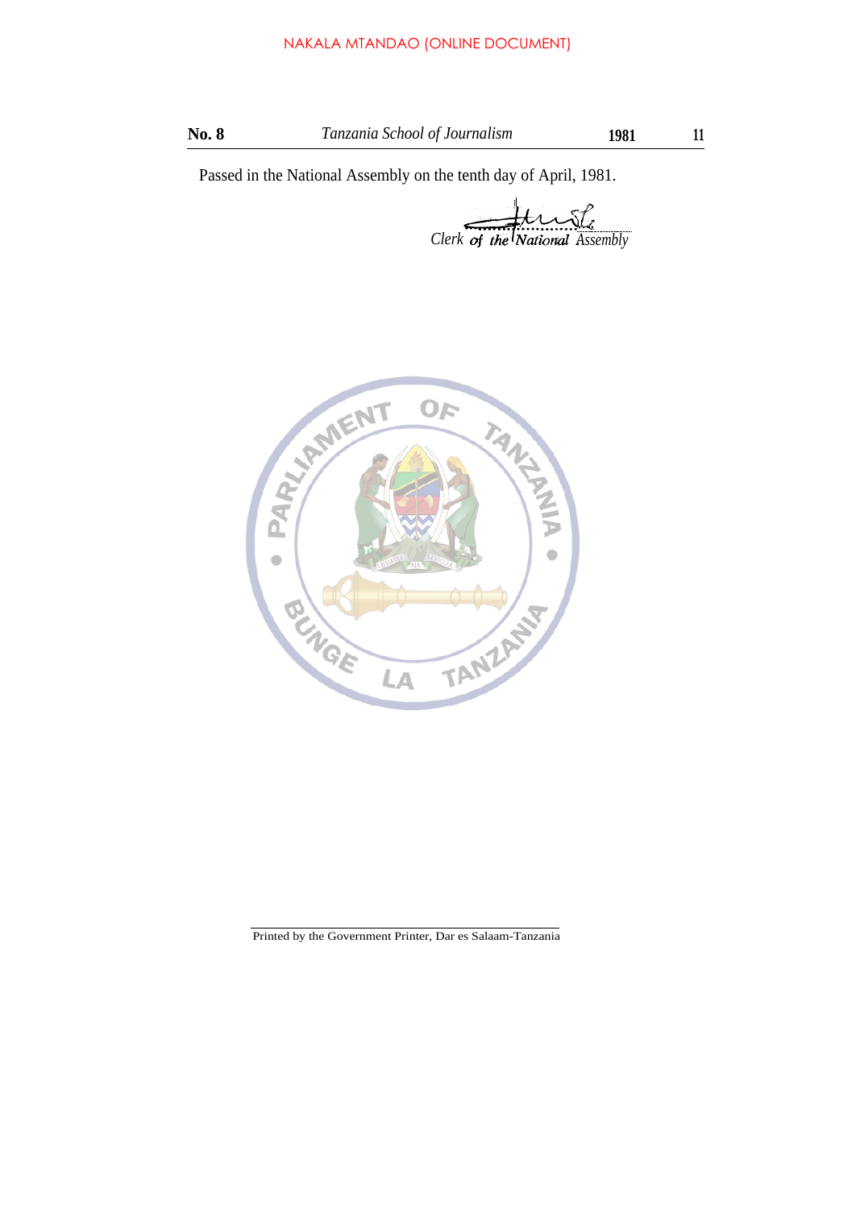Passed in the National Assembly on the tenth day of April, 1981.

*Clerk of the National Assembly*

Printed by the Government Printer, Dar es Salaam-Tanzania